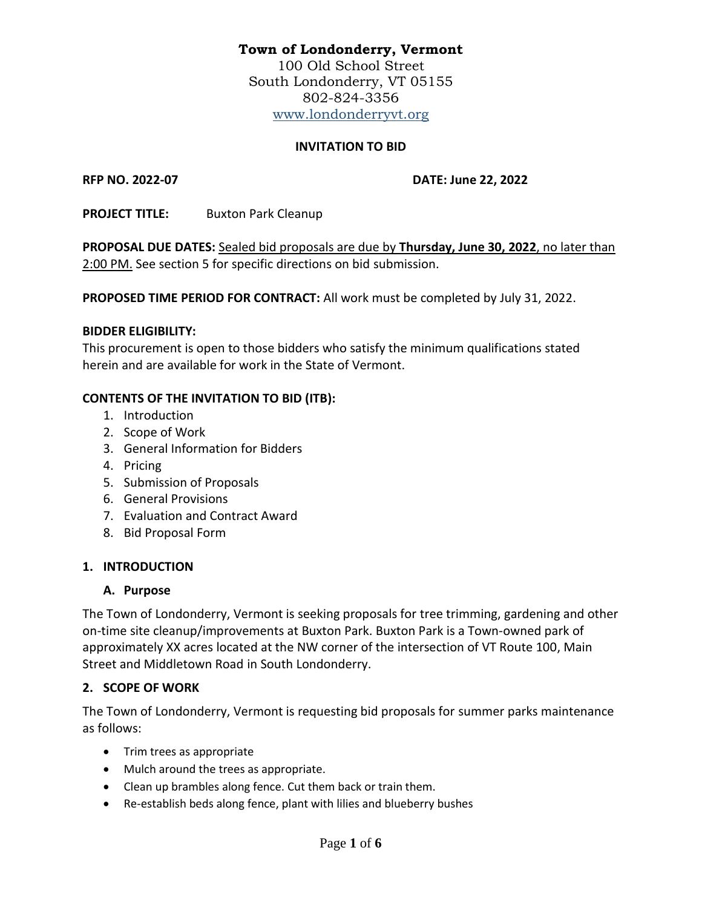**Town of Londonderry, Vermont**
100 Old School Street
South Londonderry, VT 05155
802-824-3356
www.londonderryvt.org

**INVITATION TO BID**

**RFP NO. 2022-07** **DATE: June 22, 2022**

**PROJECT TITLE:** Buxton Park Cleanup

**PROPOSAL DUE DATES:** Sealed bid proposals are due by **Thursday, June 30, 2022**, no later than 2:00 PM. See section 5 for specific directions on bid submission.

**PROPOSED TIME PERIOD FOR CONTRACT:** All work must be completed by July 31, 2022.

**BIDDER ELIGIBILITY:**
This procurement is open to those bidders who satisfy the minimum qualifications stated herein and are available for work in the State of Vermont.

**CONTENTS OF THE INVITATION TO BID (ITB):**

1. Introduction
2. Scope of Work
3. General Information for Bidders
4. Pricing
5. Submission of Proposals
6. General Provisions
7. Evaluation and Contract Award
8. Bid Proposal Form

## 1. INTRODUCTION

### A. Purpose

The Town of Londonderry, Vermont is seeking proposals for tree trimming, gardening and other on-time site cleanup/improvements at Buxton Park. Buxton Park is a Town-owned park of approximately XX acres located at the NW corner of the intersection of VT Route 100, Main Street and Middletown Road in South Londonderry.

## 2. SCOPE OF WORK

The Town of Londonderry, Vermont is requesting bid proposals for summer parks maintenance as follows:

- Trim trees as appropriate
- Mulch around the trees as appropriate.
- Clean up brambles along fence. Cut them back or train them.
- Re-establish beds along fence, plant with lilies and blueberry bushes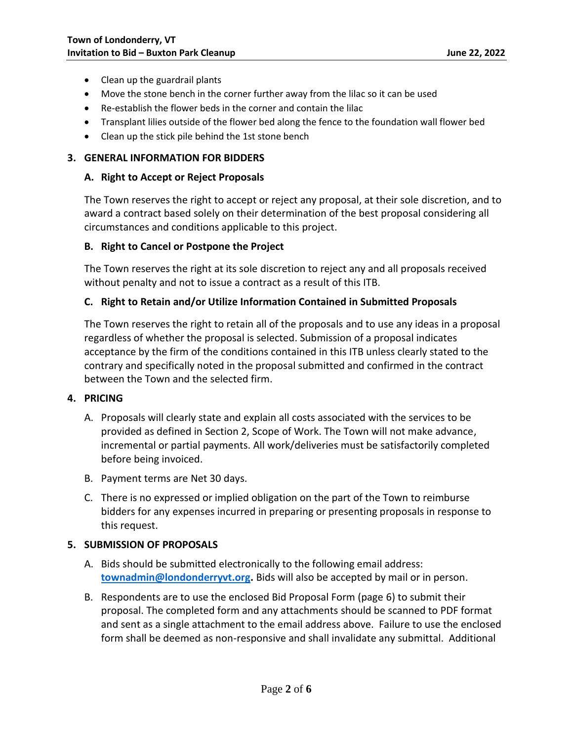- Clean up the guardrail plants
- Move the stone bench in the corner further away from the lilac so it can be used
- Re-establish the flower beds in the corner and contain the lilac
- Transplant lilies outside of the flower bed along the fence to the foundation wall flower bed
- Clean up the stick pile behind the 1st stone bench

## 3. GENERAL INFORMATION FOR BIDDERS

### A. Right to Accept or Reject Proposals

The Town reserves the right to accept or reject any proposal, at their sole discretion, and to award a contract based solely on their determination of the best proposal considering all circumstances and conditions applicable to this project.

### B. Right to Cancel or Postpone the Project

The Town reserves the right at its sole discretion to reject any and all proposals received without penalty and not to issue a contract as a result of this ITB.

### C. Right to Retain and/or Utilize Information Contained in Submitted Proposals

The Town reserves the right to retain all of the proposals and to use any ideas in a proposal regardless of whether the proposal is selected. Submission of a proposal indicates acceptance by the firm of the conditions contained in this ITB unless clearly stated to the contrary and specifically noted in the proposal submitted and confirmed in the contract between the Town and the selected firm.

## 4. PRICING

A. Proposals will clearly state and explain all costs associated with the services to be provided as defined in Section 2, Scope of Work. The Town will not make advance, incremental or partial payments. All work/deliveries must be satisfactorily completed before being invoiced.

B. Payment terms are Net 30 days.

C. There is no expressed or implied obligation on the part of the Town to reimburse bidders for any expenses incurred in preparing or presenting proposals in response to this request.

## 5. SUBMISSION OF PROPOSALS

A. Bids should be submitted electronically to the following email address: **townadmin@londonderryvt.org.** Bids will also be accepted by mail or in person.

B. Respondents are to use the enclosed Bid Proposal Form (page 6) to submit their proposal. The completed form and any attachments should be scanned to PDF format and sent as a single attachment to the email address above. Failure to use the enclosed form shall be deemed as non-responsive and shall invalidate any submittal. Additional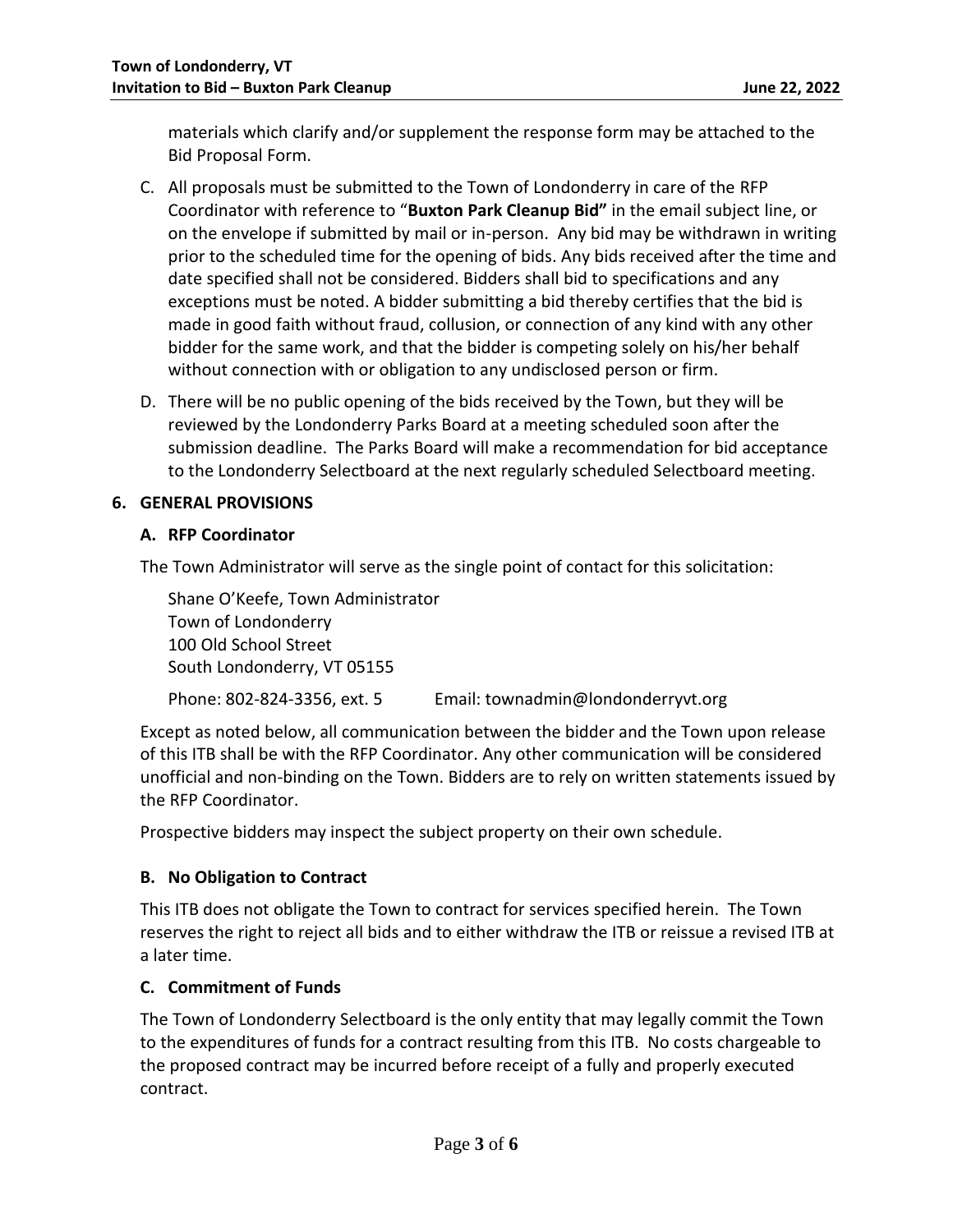materials which clarify and/or supplement the response form may be attached to the Bid Proposal Form.

C. All proposals must be submitted to the Town of Londonderry in care of the RFP Coordinator with reference to "**Buxton Park Cleanup Bid"** in the email subject line, or on the envelope if submitted by mail or in-person. Any bid may be withdrawn in writing prior to the scheduled time for the opening of bids. Any bids received after the time and date specified shall not be considered. Bidders shall bid to specifications and any exceptions must be noted. A bidder submitting a bid thereby certifies that the bid is made in good faith without fraud, collusion, or connection of any kind with any other bidder for the same work, and that the bidder is competing solely on his/her behalf without connection with or obligation to any undisclosed person or firm.

D. There will be no public opening of the bids received by the Town, but they will be reviewed by the Londonderry Parks Board at a meeting scheduled soon after the submission deadline. The Parks Board will make a recommendation for bid acceptance to the Londonderry Selectboard at the next regularly scheduled Selectboard meeting.

## 6. GENERAL PROVISIONS

### A. RFP Coordinator

The Town Administrator will serve as the single point of contact for this solicitation:

Shane O'Keefe, Town Administrator
Town of Londonderry
100 Old School Street
South Londonderry, VT 05155

Phone: 802-824-3356, ext. 5    Email: townadmin@londonderryvt.org

Except as noted below, all communication between the bidder and the Town upon release of this ITB shall be with the RFP Coordinator. Any other communication will be considered unofficial and non-binding on the Town. Bidders are to rely on written statements issued by the RFP Coordinator.

Prospective bidders may inspect the subject property on their own schedule.

### B. No Obligation to Contract

This ITB does not obligate the Town to contract for services specified herein. The Town reserves the right to reject all bids and to either withdraw the ITB or reissue a revised ITB at a later time.

### C. Commitment of Funds

The Town of Londonderry Selectboard is the only entity that may legally commit the Town to the expenditures of funds for a contract resulting from this ITB. No costs chargeable to the proposed contract may be incurred before receipt of a fully and properly executed contract.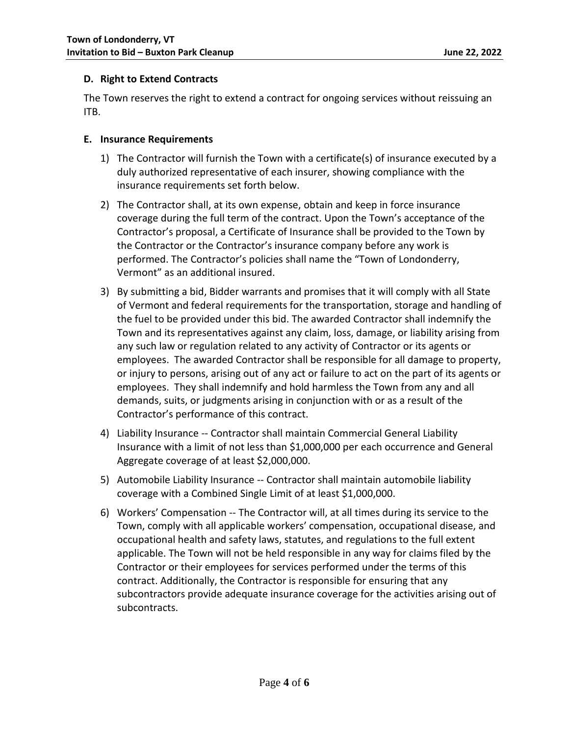### D. Right to Extend Contracts

The Town reserves the right to extend a contract for ongoing services without reissuing an ITB.

### E. Insurance Requirements

1) The Contractor will furnish the Town with a certificate(s) of insurance executed by a duly authorized representative of each insurer, showing compliance with the insurance requirements set forth below.

2) The Contractor shall, at its own expense, obtain and keep in force insurance coverage during the full term of the contract. Upon the Town's acceptance of the Contractor's proposal, a Certificate of Insurance shall be provided to the Town by the Contractor or the Contractor's insurance company before any work is performed. The Contractor's policies shall name the "Town of Londonderry, Vermont" as an additional insured.

3) By submitting a bid, Bidder warrants and promises that it will comply with all State of Vermont and federal requirements for the transportation, storage and handling of the fuel to be provided under this bid. The awarded Contractor shall indemnify the Town and its representatives against any claim, loss, damage, or liability arising from any such law or regulation related to any activity of Contractor or its agents or employees. The awarded Contractor shall be responsible for all damage to property, or injury to persons, arising out of any act or failure to act on the part of its agents or employees. They shall indemnify and hold harmless the Town from any and all demands, suits, or judgments arising in conjunction with or as a result of the Contractor's performance of this contract.

4) Liability Insurance -- Contractor shall maintain Commercial General Liability Insurance with a limit of not less than $1,000,000 per each occurrence and General Aggregate coverage of at least $2,000,000.

5) Automobile Liability Insurance -- Contractor shall maintain automobile liability coverage with a Combined Single Limit of at least $1,000,000.

6) Workers' Compensation -- The Contractor will, at all times during its service to the Town, comply with all applicable workers' compensation, occupational disease, and occupational health and safety laws, statutes, and regulations to the full extent applicable. The Town will not be held responsible in any way for claims filed by the Contractor or their employees for services performed under the terms of this contract. Additionally, the Contractor is responsible for ensuring that any subcontractors provide adequate insurance coverage for the activities arising out of subcontracts.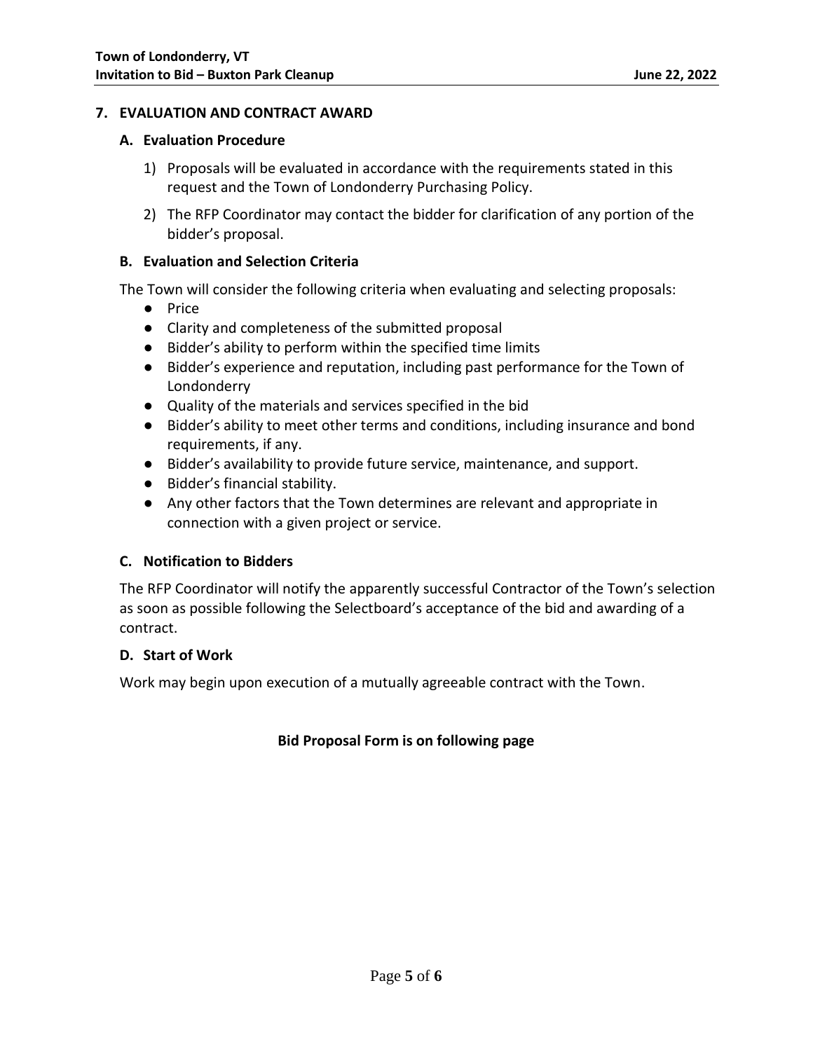## 7. EVALUATION AND CONTRACT AWARD

### A. Evaluation Procedure

1) Proposals will be evaluated in accordance with the requirements stated in this request and the Town of Londonderry Purchasing Policy.
2) The RFP Coordinator may contact the bidder for clarification of any portion of the bidder's proposal.

### B. Evaluation and Selection Criteria

The Town will consider the following criteria when evaluating and selecting proposals:

- Price
- Clarity and completeness of the submitted proposal
- Bidder's ability to perform within the specified time limits
- Bidder's experience and reputation, including past performance for the Town of Londonderry
- Quality of the materials and services specified in the bid
- Bidder's ability to meet other terms and conditions, including insurance and bond requirements, if any.
- Bidder's availability to provide future service, maintenance, and support.
- Bidder's financial stability.
- Any other factors that the Town determines are relevant and appropriate in connection with a given project or service.

### C. Notification to Bidders

The RFP Coordinator will notify the apparently successful Contractor of the Town's selection as soon as possible following the Selectboard's acceptance of the bid and awarding of a contract.

### D. Start of Work

Work may begin upon execution of a mutually agreeable contract with the Town.

**Bid Proposal Form is on following page**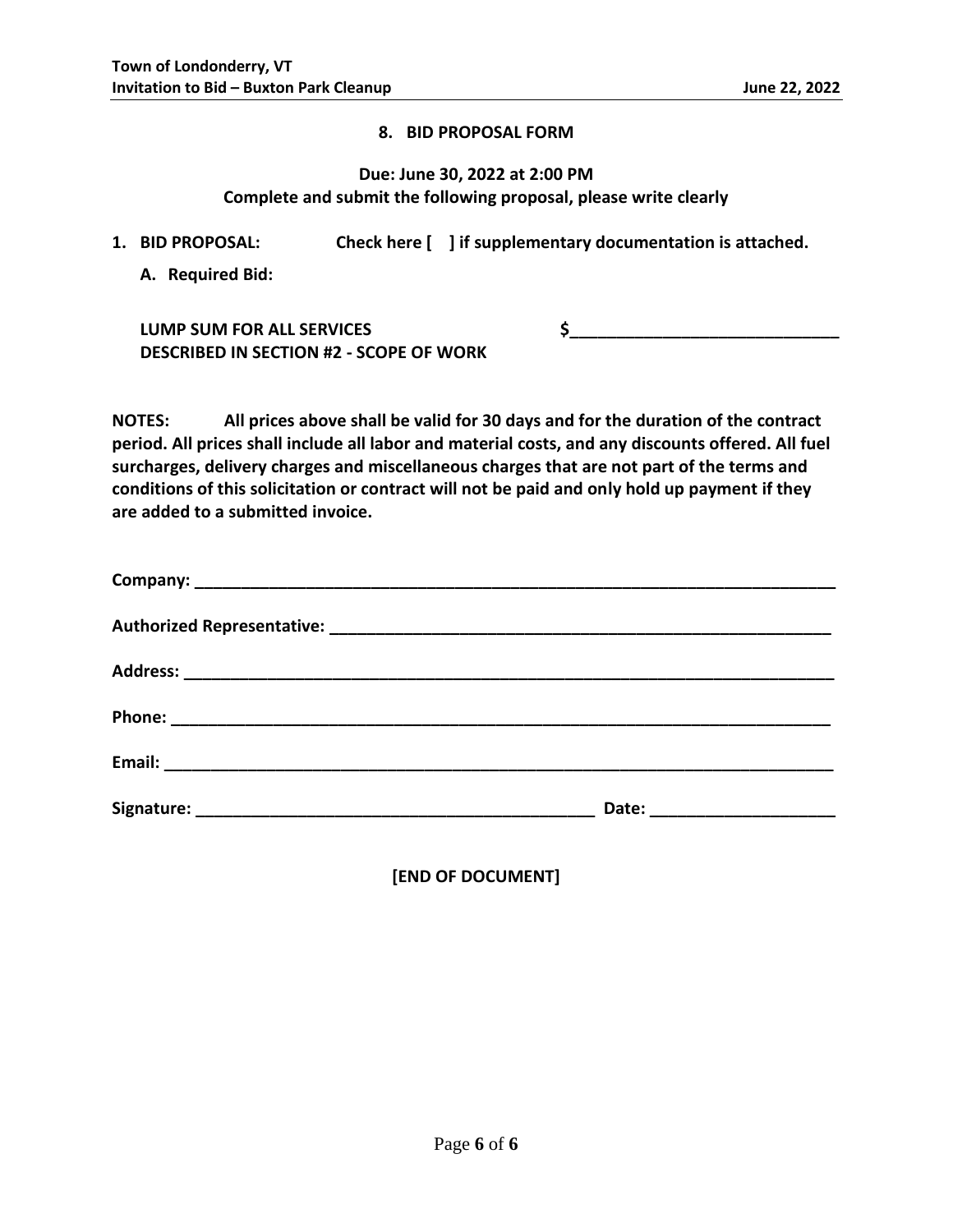## 8. BID PROPOSAL FORM

**Due: June 30, 2022 at 2:00 PM**
**Complete and submit the following proposal, please write clearly**

1. **BID PROPOSAL:** **Check here [ ] if supplementary documentation is attached.**

   A. **Required Bid:**

   **LUMP SUM FOR ALL SERVICES DESCRIBED IN SECTION #2 - SCOPE OF WORK** **$______________________________**

**NOTES: All prices above shall be valid for 30 days and for the duration of the contract period. All prices shall include all labor and material costs, and any discounts offered. All fuel surcharges, delivery charges and miscellaneous charges that are not part of the terms and conditions of this solicitation or contract will not be paid and only hold up payment if they are added to a submitted invoice.**

**Company:** ____________________________________________________________________________

**Authorized Representative:** __________________________________________________________

**Address:** ____________________________________________________________________________

**Phone:** _____________________________________________________________________________

**Email:** ______________________________________________________________________________

**Signature:** _____________________________________________ **Date:** ____________________

**[END OF DOCUMENT]**